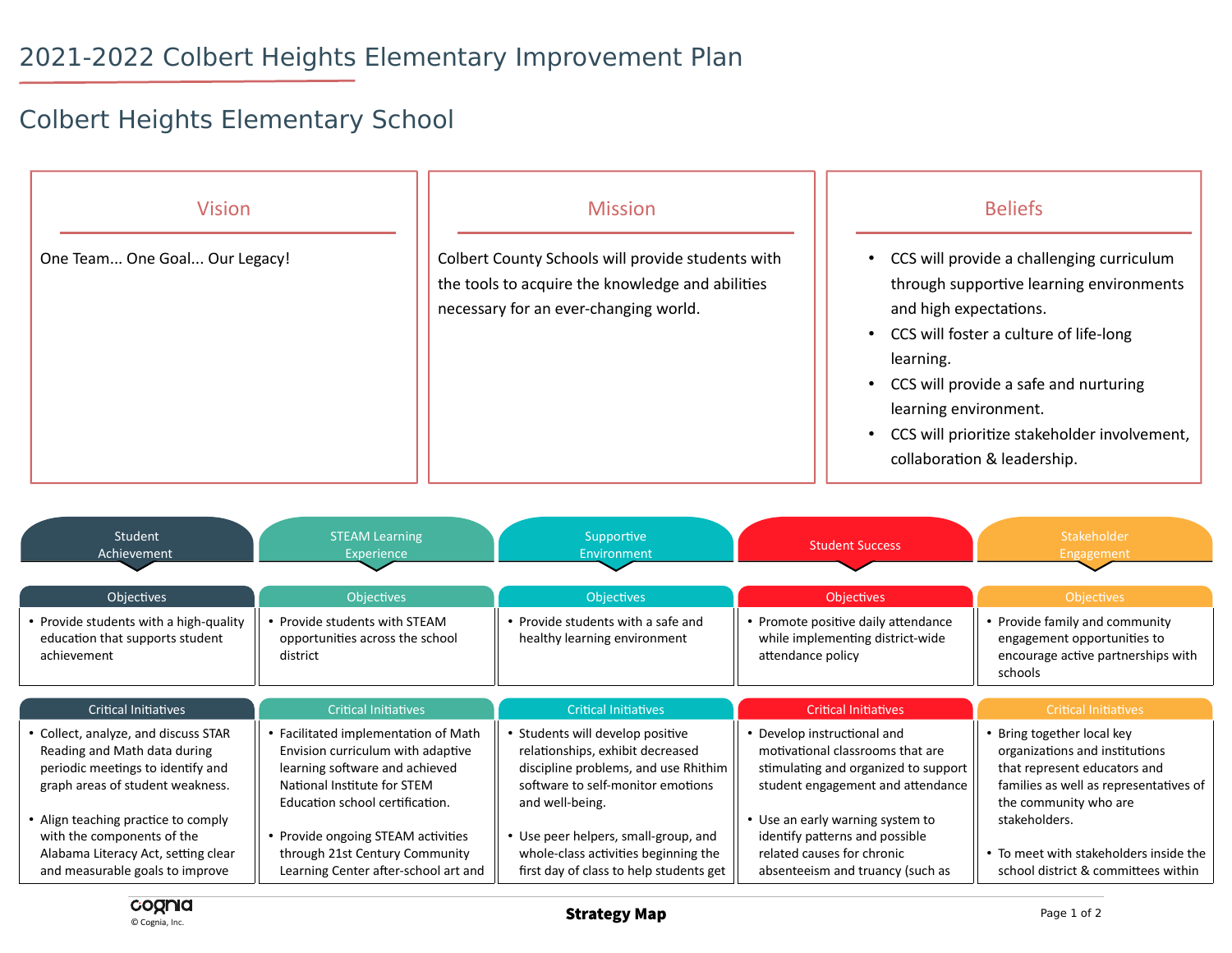# 2021-2022 Colbert Heights Elementary Improvement Plan

## Colbert Heights Elementary School

### Vision

One Team... One Goal... Our Legacy!

### Mission

Colbert County Schools will provide students with the tools to acquire the knowledge and abilities necessary for an ever-changing world.

### Beliefs

- CCS will provide a challenging curriculum through supportive learning environments and high expectations.
- CCS will foster a culture of life-long learning.
- CCS will provide a safe and nurturing learning environment.
- CCS will prioritize stakeholder involvement, collaboration & leadership.

| Student Achievement | STEAM Learning Experience | Supportive Environment | Student Success | Stakeholder Engagement |
|---|---|---|---|---|
| **Objectives** | **Objectives** | **Objectives** | **Objectives** | **Objectives** |
| • Provide students with a high-quality education that supports student achievement | • Provide students with STEAM opportunities across the school district | • Provide students with a safe and healthy learning environment | • Promote positive daily attendance while implementing district-wide attendance policy | • Provide family and community engagement opportunities to encourage active partnerships with schools |
| **Critical Initiatives** | **Critical Initiatives** | **Critical Initiatives** | **Critical Initiatives** | **Critical Initiatives** |
| • Collect, analyze, and discuss STAR Reading and Math data during periodic meetings to identify and graph areas of student weakness.<br><br>• Align teaching practice to comply with the components of the Alabama Literacy Act, setting clear and measurable goals to improve | • Facilitated implementation of Math Envision curriculum with adaptive learning software and achieved National Institute for STEM Education school certification.<br><br>• Provide ongoing STEAM activities through 21st Century Community Learning Center after-school art and | • Students will develop positive relationships, exhibit decreased discipline problems, and use Rhithim software to self-monitor emotions and well-being.<br><br>• Use peer helpers, small-group, and whole-class activities beginning the first day of class to help students get | • Develop instructional and motivational classrooms that are stimulating and organized to support student engagement and attendance<br><br>• Use an early warning system to identify patterns and possible related causes for chronic absenteeism and truancy (such as | • Bring together local key organizations and institutions that represent educators and families as well as representatives of the community who are stakeholders.<br><br>• To meet with stakeholders inside the school district & committees within |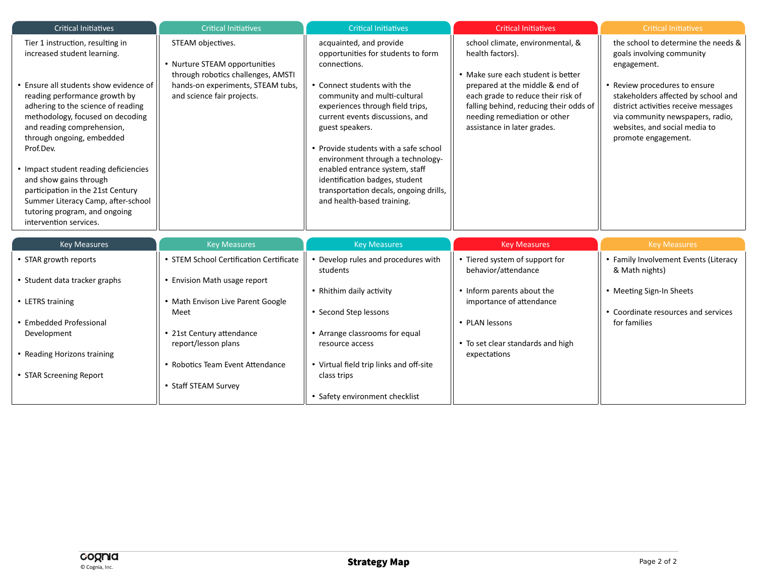| Critical Initiatives | Critical Initiatives | Critical Initiatives | Critical Initiatives | Critical Initiatives |
|---|---|---|---|---|
| Tier 1 instruction, resulting in increased student learning.<br><br>• Ensure all students show evidence of reading performance growth by adhering to the science of reading methodology, focused on decoding and reading comprehension, through ongoing, embedded Prof.Dev.<br><br>• Impact student reading deficiencies and show gains through participation in the 21st Century Summer Literacy Camp, after-school tutoring program, and ongoing intervention services. | STEAM objectives.<br><br>• Nurture STEAM opportunities through robotics challenges, AMSTI hands-on experiments, STEAM tubs, and science fair projects. | acquainted, and provide opportunities for students to form connections.<br><br>• Connect students with the community and multi-cultural experiences through field trips, current events discussions, and guest speakers.<br><br>• Provide students with a safe school environment through a technology-enabled entrance system, staff identification badges, student transportation decals, ongoing drills, and health-based training. | school climate, environmental, & health factors).<br><br>• Make sure each student is better prepared at the middle & end of each grade to reduce their risk of falling behind, reducing their odds of needing remediation or other assistance in later grades. | the school to determine the needs & goals involving community engagement.<br><br>• Review procedures to ensure stakeholders affected by school and district activities receive messages via community newspapers, radio, websites, and social media to promote engagement. |

| Key Measures | Key Measures | Key Measures | Key Measures | Key Measures |
|---|---|---|---|---|
| • STAR growth reports<br>• Student data tracker graphs<br>• LETRS training<br>• Embedded Professional Development<br>• Reading Horizons training<br>• STAR Screening Report | • STEM School Certification Certificate<br>• Envision Math usage report<br>• Math Envison Live Parent Google Meet<br>• 21st Century attendance report/lesson plans<br>• Robotics Team Event Attendance<br>• Staff STEAM Survey | • Develop rules and procedures with students<br>• Rhithim daily activity<br>• Second Step lessons<br>• Arrange classrooms for equal resource access<br>• Virtual field trip links and off-site class trips<br>• Safety environment checklist | • Tiered system of support for behavior/attendance<br>• Inform parents about the importance of attendance<br>• PLAN lessons<br>• To set clear standards and high expectations | • Family Involvement Events (Literacy & Math nights)<br>• Meeting Sign-In Sheets<br>• Coordinate resources and services for families |